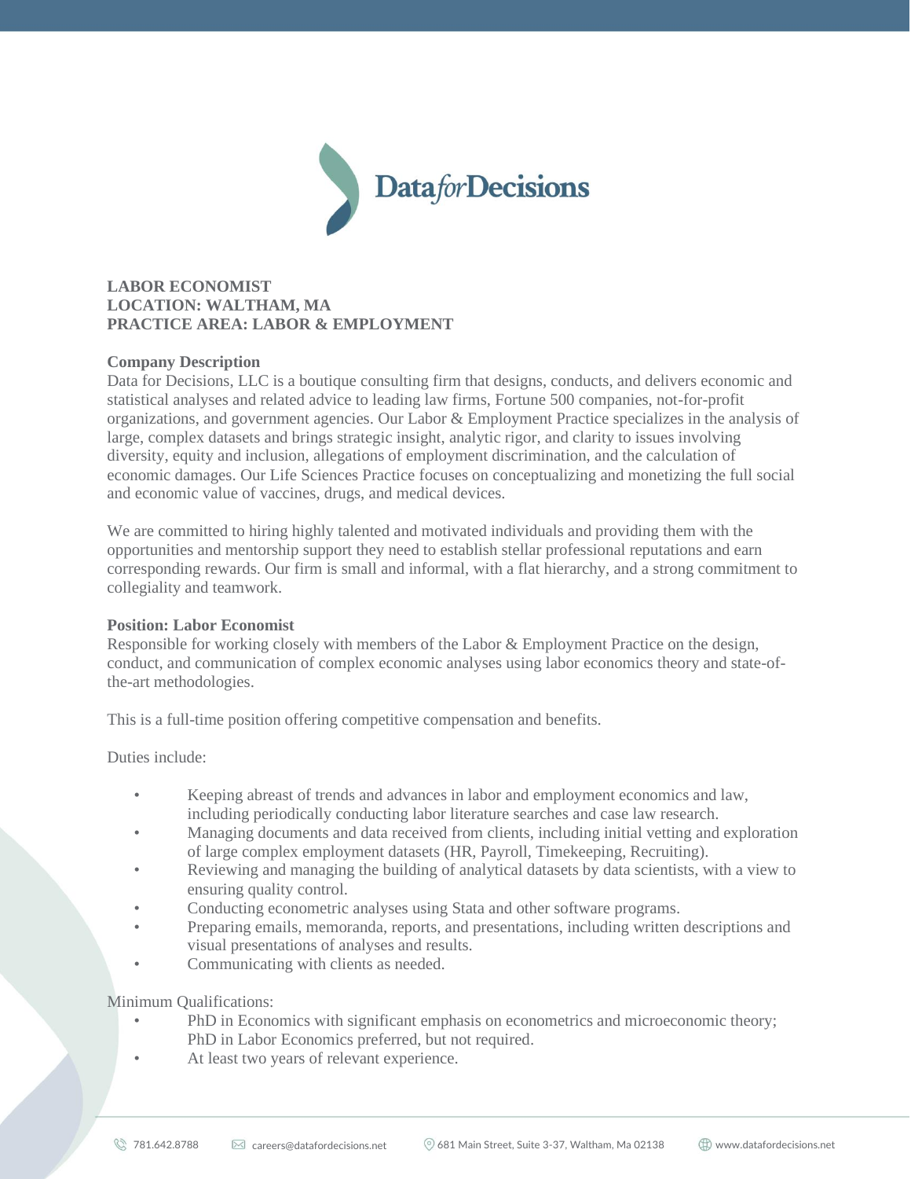DataforDecisions

**LABOR ECONOMIST**
**LOCATION: WALTHAM, MA**
**PRACTICE AREA: LABOR & EMPLOYMENT**

**Company Description**

Data for Decisions, LLC is a boutique consulting firm that designs, conducts, and delivers economic and statistical analyses and related advice to leading law firms, Fortune 500 companies, not-for-profit organizations, and government agencies. Our Labor & Employment Practice specializes in the analysis of large, complex datasets and brings strategic insight, analytic rigor, and clarity to issues involving diversity, equity and inclusion, allegations of employment discrimination, and the calculation of economic damages. Our Life Sciences Practice focuses on conceptualizing and monetizing the full social and economic value of vaccines, drugs, and medical devices.

We are committed to hiring highly talented and motivated individuals and providing them with the opportunities and mentorship support they need to establish stellar professional reputations and earn corresponding rewards. Our firm is small and informal, with a flat hierarchy, and a strong commitment to collegiality and teamwork.

**Position: Labor Economist**

Responsible for working closely with members of the Labor & Employment Practice on the design, conduct, and communication of complex economic analyses using labor economics theory and state-of-the-art methodologies.

This is a full-time position offering competitive compensation and benefits.

Duties include:

- Keeping abreast of trends and advances in labor and employment economics and law, including periodically conducting labor literature searches and case law research.
- Managing documents and data received from clients, including initial vetting and exploration of large complex employment datasets (HR, Payroll, Timekeeping, Recruiting).
- Reviewing and managing the building of analytical datasets by data scientists, with a view to ensuring quality control.
- Conducting econometric analyses using Stata and other software programs.
- Preparing emails, memoranda, reports, and presentations, including written descriptions and visual presentations of analyses and results.
- Communicating with clients as needed.

Minimum Qualifications:

- PhD in Economics with significant emphasis on econometrics and microeconomic theory; PhD in Labor Economics preferred, but not required.
- At least two years of relevant experience.

781.642.8788 | careers@datafordecisions.net | 681 Main Street, Suite 3-37, Waltham, Ma 02138 | www.datafordecisions.net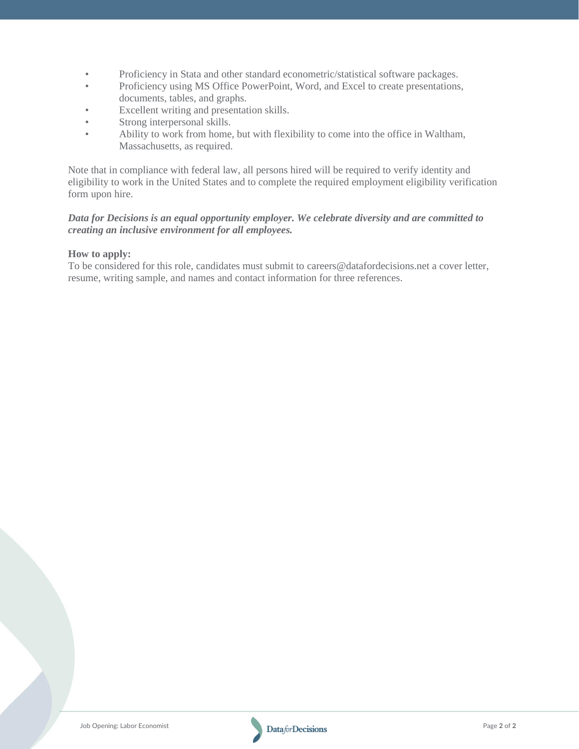- Proficiency in Stata and other standard econometric/statistical software packages.
- Proficiency using MS Office PowerPoint, Word, and Excel to create presentations, documents, tables, and graphs.
- Excellent writing and presentation skills.
- Strong interpersonal skills.
- Ability to work from home, but with flexibility to come into the office in Waltham, Massachusetts, as required.

Note that in compliance with federal law, all persons hired will be required to verify identity and eligibility to work in the United States and to complete the required employment eligibility verification form upon hire.

***Data for Decisions is an equal opportunity employer. We celebrate diversity and are committed to creating an inclusive environment for all employees.***

**How to apply:**
To be considered for this role, candidates must submit to careers@datafordecisions.net a cover letter, resume, writing sample, and names and contact information for three references.